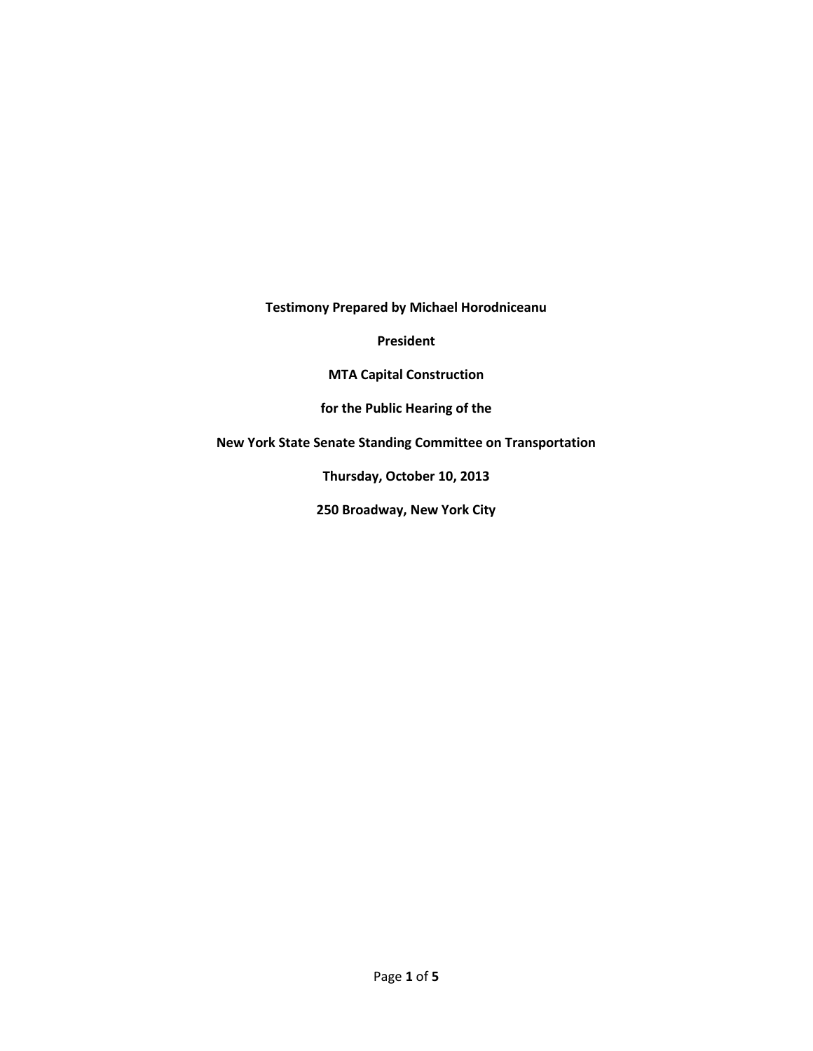**Testimony Prepared by Michael Horodniceanu**

**President**

**MTA Capital Construction**

**for the Public Hearing of the**

**New York State Senate Standing Committee on Transportation**

**Thursday, October 10, 2013**

**250 Broadway, New York City**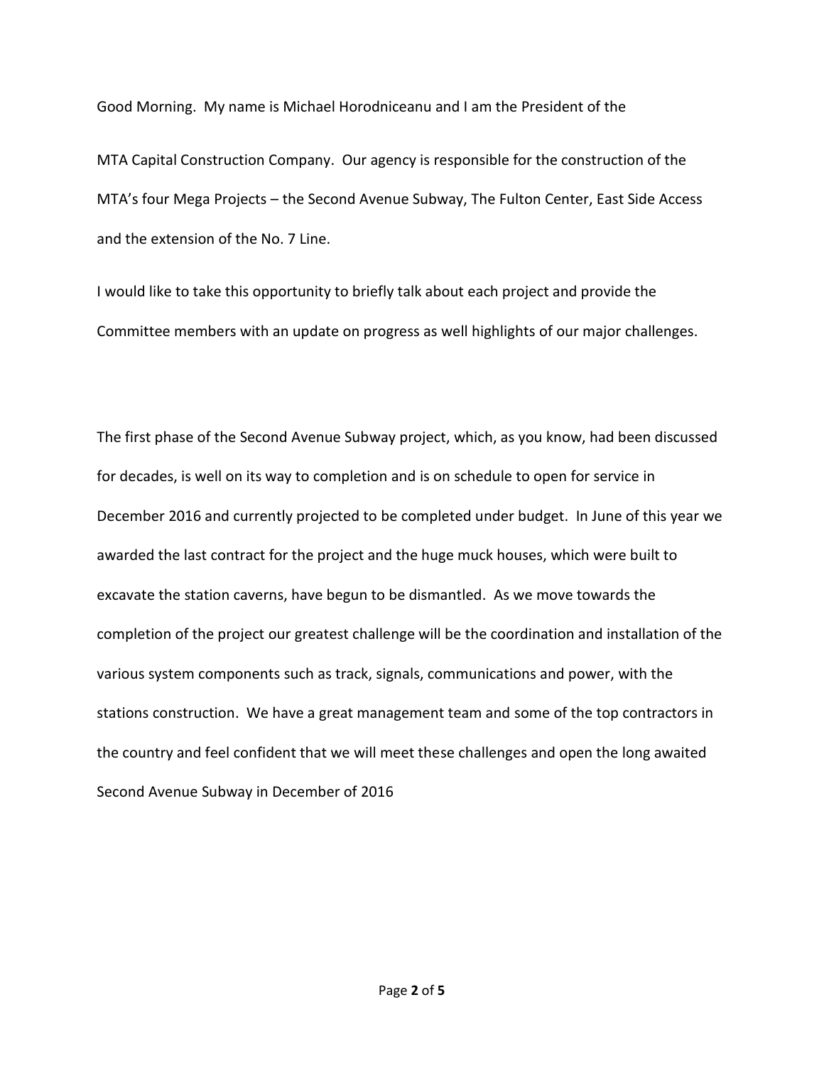Good Morning. My name is Michael Horodniceanu and I am the President of the MTA Capital Construction Company. Our agency is responsible for the construction of the MTA's four Mega Projects – the Second Avenue Subway, The Fulton Center, East Side Access and the extension of the No. 7 Line.

I would like to take this opportunity to briefly talk about each project and provide the Committee members with an update on progress as well highlights of our major challenges.

The first phase of the Second Avenue Subway project, which, as you know, had been discussed for decades, is well on its way to completion and is on schedule to open for service in December 2016 and currently projected to be completed under budget. In June of this year we awarded the last contract for the project and the huge muck houses, which were built to excavate the station caverns, have begun to be dismantled. As we move towards the completion of the project our greatest challenge will be the coordination and installation of the various system components such as track, signals, communications and power, with the stations construction. We have a great management team and some of the top contractors in the country and feel confident that we will meet these challenges and open the long awaited Second Avenue Subway in December of 2016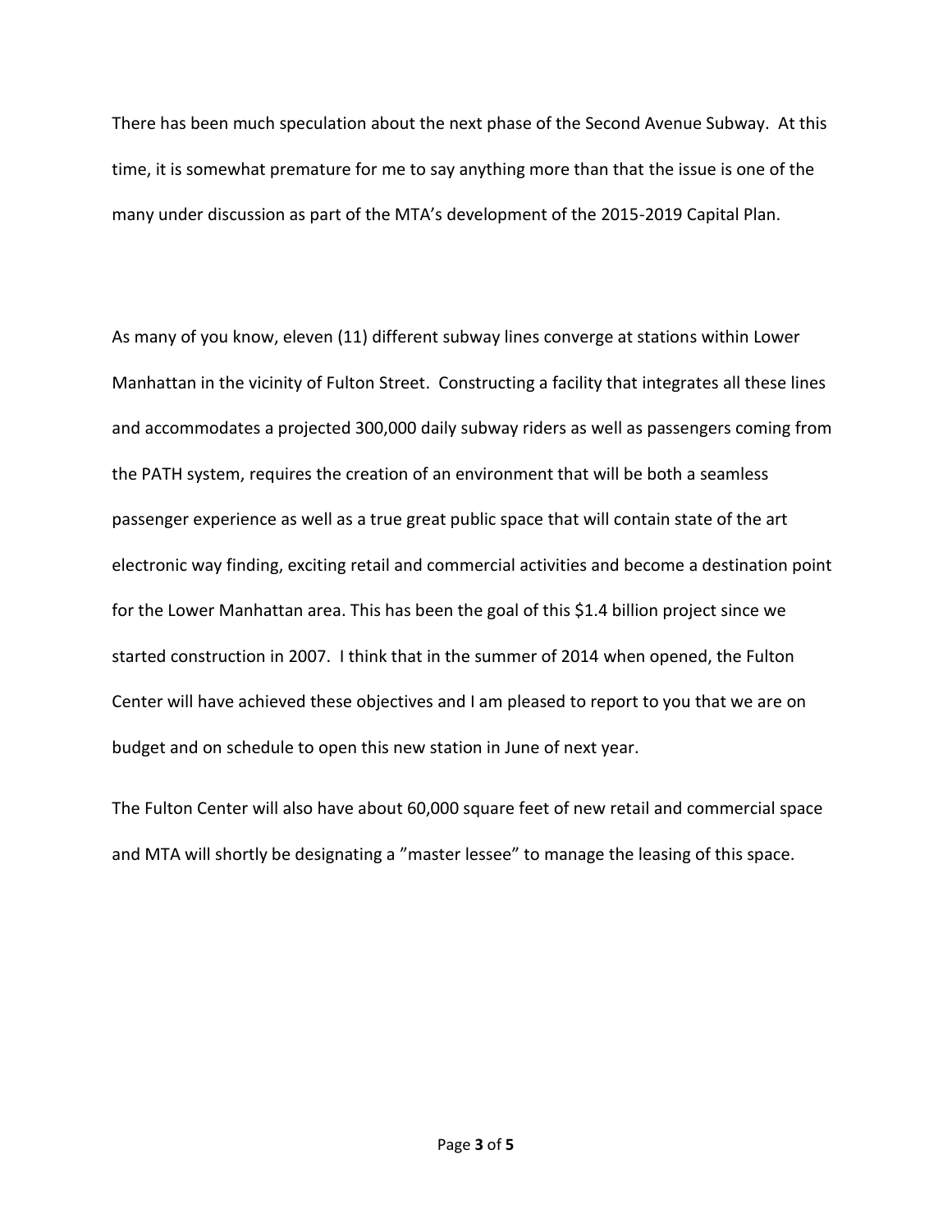There has been much speculation about the next phase of the Second Avenue Subway. At this time, it is somewhat premature for me to say anything more than that the issue is one of the many under discussion as part of the MTA's development of the 2015-2019 Capital Plan.

As many of you know, eleven (11) different subway lines converge at stations within Lower Manhattan in the vicinity of Fulton Street. Constructing a facility that integrates all these lines and accommodates a projected 300,000 daily subway riders as well as passengers coming from the PATH system, requires the creation of an environment that will be both a seamless passenger experience as well as a true great public space that will contain state of the art electronic way finding, exciting retail and commercial activities and become a destination point for the Lower Manhattan area. This has been the goal of this $1.4 billion project since we started construction in 2007. I think that in the summer of 2014 when opened, the Fulton Center will have achieved these objectives and I am pleased to report to you that we are on budget and on schedule to open this new station in June of next year.

The Fulton Center will also have about 60,000 square feet of new retail and commercial space and MTA will shortly be designating a "master lessee" to manage the leasing of this space.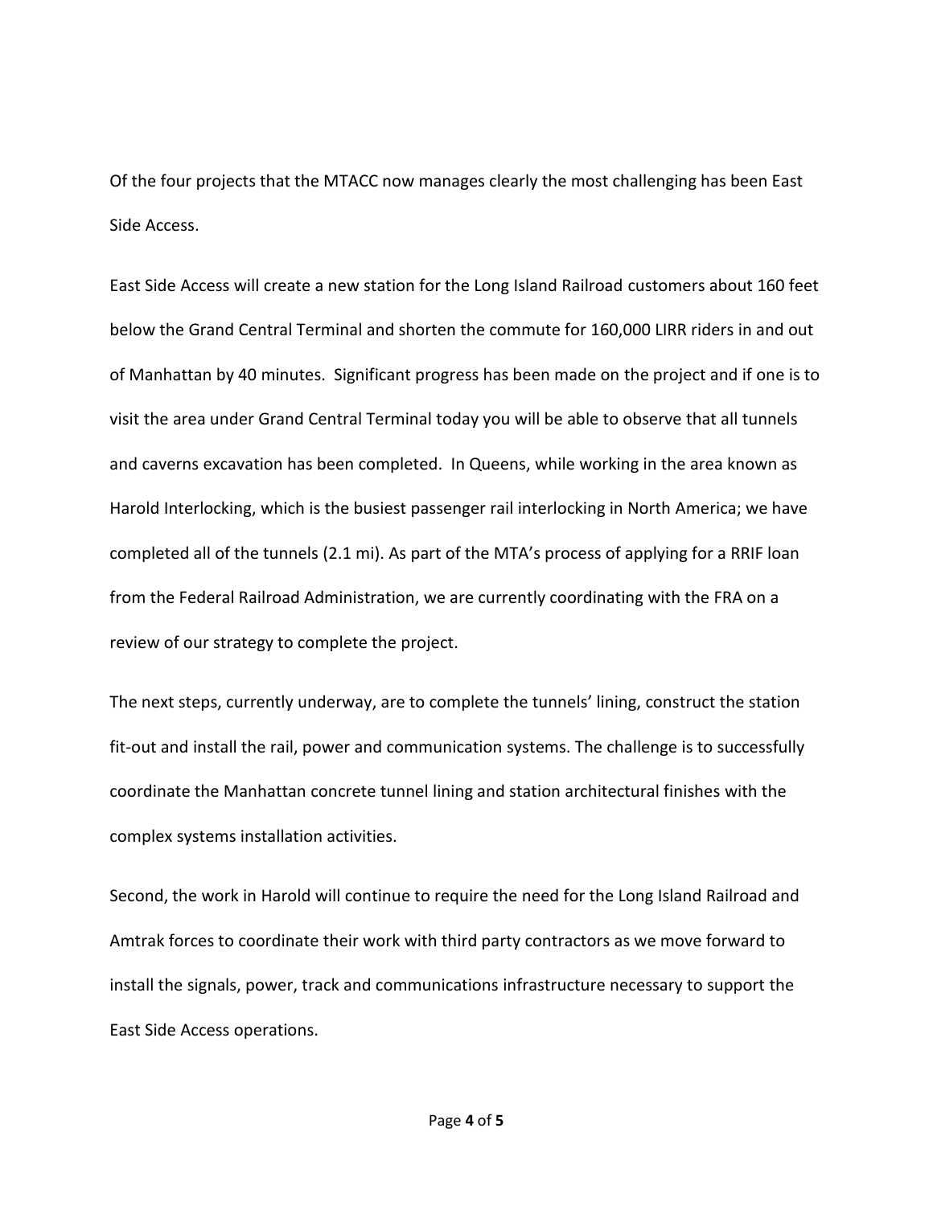Of the four projects that the MTACC now manages clearly the most challenging has been East Side Access.

East Side Access will create a new station for the Long Island Railroad customers about 160 feet below the Grand Central Terminal and shorten the commute for 160,000 LIRR riders in and out of Manhattan by 40 minutes. Significant progress has been made on the project and if one is to visit the area under Grand Central Terminal today you will be able to observe that all tunnels and caverns excavation has been completed. In Queens, while working in the area known as Harold Interlocking, which is the busiest passenger rail interlocking in North America; we have completed all of the tunnels (2.1 mi). As part of the MTA's process of applying for a RRIF loan from the Federal Railroad Administration, we are currently coordinating with the FRA on a review of our strategy to complete the project.

The next steps, currently underway, are to complete the tunnels' lining, construct the station fit-out and install the rail, power and communication systems. The challenge is to successfully coordinate the Manhattan concrete tunnel lining and station architectural finishes with the complex systems installation activities.

Second, the work in Harold will continue to require the need for the Long Island Railroad and Amtrak forces to coordinate their work with third party contractors as we move forward to install the signals, power, track and communications infrastructure necessary to support the East Side Access operations.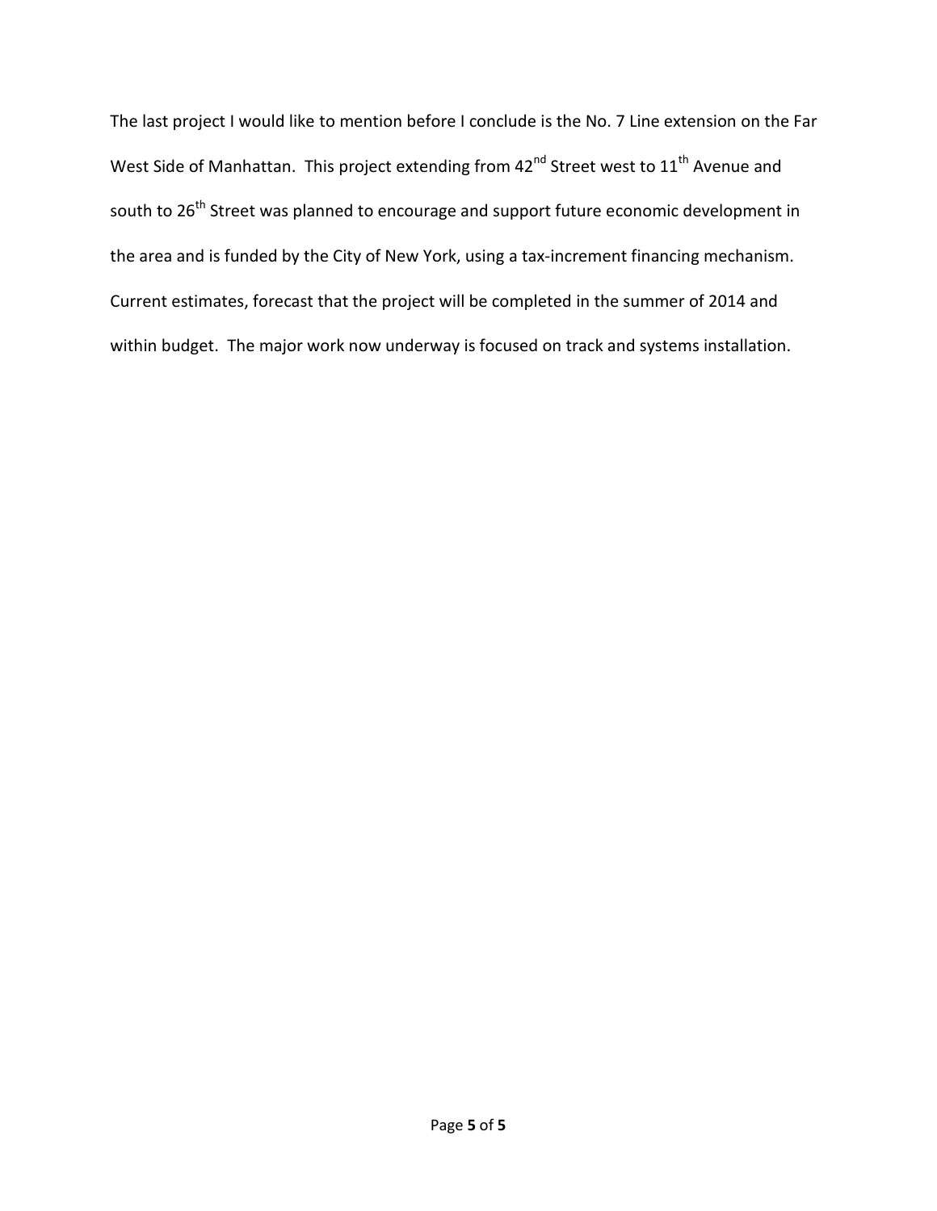The last project I would like to mention before I conclude is the No. 7 Line extension on the Far West Side of Manhattan. This project extending from 42nd Street west to 11th Avenue and south to 26th Street was planned to encourage and support future economic development in the area and is funded by the City of New York, using a tax-increment financing mechanism. Current estimates, forecast that the project will be completed in the summer of 2014 and within budget. The major work now underway is focused on track and systems installation.